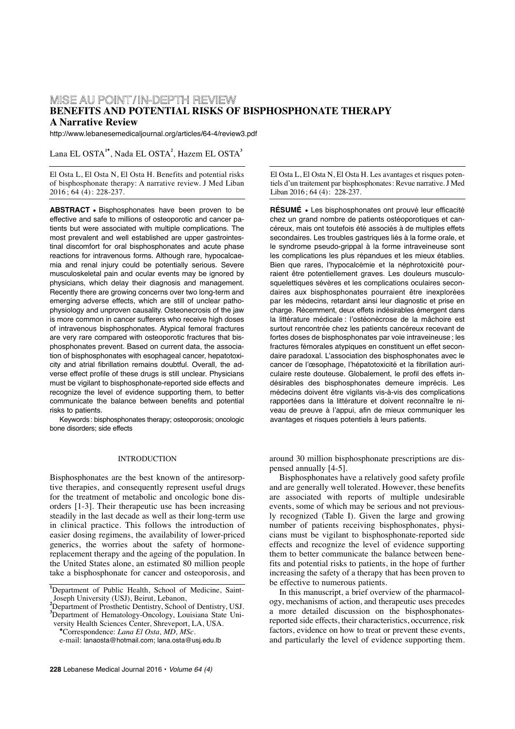MISE AU POINT / IN-DEPTH REVIEW

# BENEFITS AND POTENTIAL RISKS OF BISPHOSPHONATE THERAPY

## A Narrative Review

http://www.lebanesemedicaljournal.org/articles/64-4/review3.pdf

Lana EL OSTA[1*], Nada EL OSTA[2], Hazem EL OSTA[3]

El Osta L, El Osta N, El Osta H. Benefits and potential risks of bisphosphonate therapy: A narrative review. J Med Liban 2016 ; 64 (4) : 228-237.

El Osta L, El Osta N, El Osta H. Les avantages et risques potentiels d'un traitement par bisphosphonates : Revue narrative. J Med Liban 2016 ; 64 (4) : 228-237.

**ABSTRACT** • Bisphosphonates have been proven to be effective and safe to millions of osteoporotic and cancer patients but were associated with multiple complications. The most prevalent and well established are upper gastrointestinal discomfort for oral bisphosphonates and acute phase reactions for intravenous forms. Although rare, hypocalcaemia and renal injury could be potentially serious. Severe musculoskeletal pain and ocular events may be ignored by physicians, which delay their diagnosis and management. Recently there are growing concerns over two long-term and emerging adverse effects, which are still of unclear pathophysiology and unproven causality. Osteonecrosis of the jaw is more common in cancer sufferers who receive high doses of intravenous bisphosphonates. Atypical femoral fractures are very rare compared with osteoporotic fractures that bisphosphonates prevent. Based on current data, the association of bisphosphonates with esophageal cancer, hepatotoxicity and atrial fibrillation remains doubtful. Overall, the adverse effect profile of these drugs is still unclear. Physicians must be vigilant to bisphosphonate-reported side effects and recognize the level of evidence supporting them, to better communicate the balance between benefits and potential risks to patients.

Keywords : bisphosphonates therapy; osteoporosis; oncologic bone disorders; side effects

**RÉSUMÉ** • Les bisphosphonates ont prouvé leur efficacité chez un grand nombre de patients ostéoporotiques et cancéreux, mais ont toutefois été associés à de multiples effets secondaires. Les troubles gastriques liés à la forme orale, et le syndrome pseudo-grippal à la forme intraveineuse sont les complications les plus répandues et les mieux établies. Bien que rares, l'hypocalcémie et la néphrotoxicité pourraient être potentiellement graves. Les douleurs musculo-squelettiques sévères et les complications oculaires secondaires aux bisphosphonates pourraient être inexplorées par les médecins, retardant ainsi leur diagnostic et prise en charge. Récemment, deux effets indésirables émergent dans la littérature médicale : l'ostéonécrose de la mâchoire est surtout rencontrée chez les patients cancéreux recevant de fortes doses de bisphosphonates par voie intraveineuse ; les fractures fémorales atypiques en constituent un effet secondaire paradoxal. L'association des bisphosphonates avec le cancer de l'œsophage, l'hépatotoxicité et la fibrillation auriculaire reste douteuse. Globalement, le profil des effets indésirables des bisphosphonates demeure imprécis. Les médecins doivent être vigilants vis-à-vis des complications rapportées dans la littérature et doivent reconnaître le niveau de preuve à l'appui, afin de mieux communiquer les avantages et risques potentiels à leurs patients.

### INTRODUCTION

Bisphosphonates are the best known of the antiresorptive therapies, and consequently represent useful drugs for the treatment of metabolic and oncologic bone disorders [1-3]. Their therapeutic use has been increasing steadily in the last decade as well as their long-term use in clinical practice. This follows the introduction of easier dosing regimens, the availability of lower-priced generics, the worries about the safety of hormone-replacement therapy and the ageing of the population. In the United States alone, an estimated 80 million people take a bisphosphonate for cancer and osteoporosis, and around 30 million bisphosphonate prescriptions are dispensed annually [4-5].

Bisphosphonates have a relatively good safety profile and are generally well tolerated. However, these benefits are associated with reports of multiple undesirable events, some of which may be serious and not previously recognized (Table I). Given the large and growing number of patients receiving bisphosphonates, physicians must be vigilant to bisphosphonate-reported side effects and recognize the level of evidence supporting them to better communicate the balance between benefits and potential risks to patients, in the hope of further increasing the safety of a therapy that has been proven to be effective to numerous patients.

In this manuscript, a brief overview of the pharmacology, mechanisms of action, and therapeutic uses precedes a more detailed discussion on the bisphosphonates-reported side effects, their characteristics, occurrence, risk factors, evidence on how to treat or prevent these events, and particularly the level of evidence supporting them.

[1]Department of Public Health, School of Medicine, Saint-Joseph University (USJ), Beirut, Lebanon,
[2]Department of Prosthetic Dentistry, School of Dentistry, USJ.
[3]Department of Hematology-Oncology, Louisiana State University Health Sciences Center, Shreveport, LA, USA.
*Correspondence: *Lana El Osta, MD, MSc.*
e-mail: lanaosta@hotmail.com; lana.osta@usj.edu.lb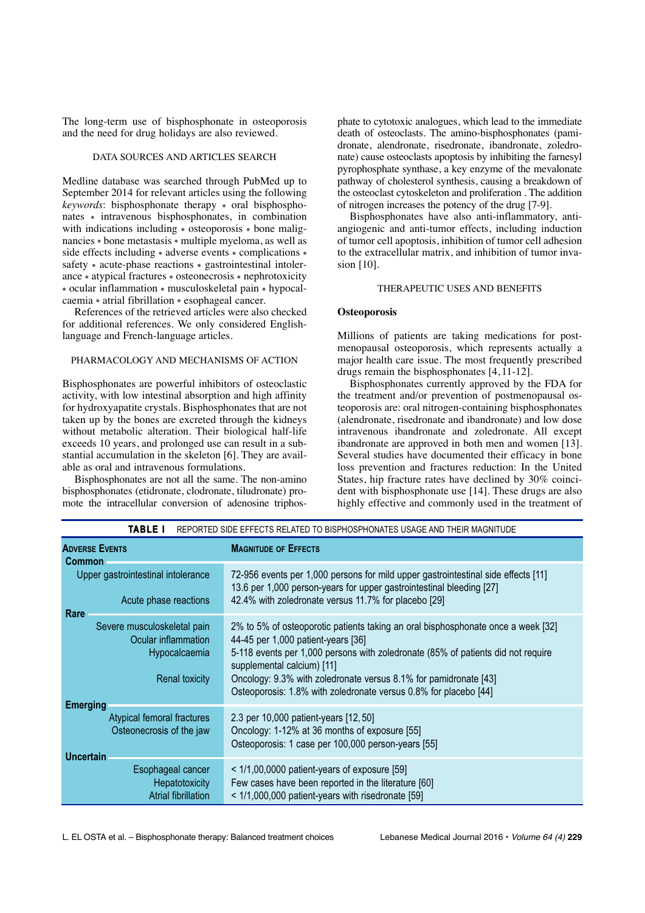The long-term use of bisphosphonate in osteoporosis and the need for drug holidays are also reviewed.

## DATA SOURCES AND ARTICLES SEARCH

Medline database was searched through PubMed up to September 2014 for relevant articles using the following *keywords*: bisphosphonate therapy • oral bisphosphonates • intravenous bisphosphonates, in combination with indications including • osteoporosis • bone malignancies • bone metastasis • multiple myeloma, as well as side effects including • adverse events • complications • safety • acute-phase reactions • gastrointestinal intolerance • atypical fractures • osteonecrosis • nephrotoxicity • ocular inflammation • musculoskeletal pain • hypocalcaemia • atrial fibrillation • esophageal cancer.

References of the retrieved articles were also checked for additional references. We only considered English-language and French-language articles.

## PHARMACOLOGY AND MECHANISMS OF ACTION

Bisphosphonates are powerful inhibitors of osteoclastic activity, with low intestinal absorption and high affinity for hydroxyapatite crystals. Bisphosphonates that are not taken up by the bones are excreted through the kidneys without metabolic alteration. Their biological half-life exceeds 10 years, and prolonged use can result in a substantial accumulation in the skeleton [6]. They are available as oral and intravenous formulations.

Bisphosphonates are not all the same. The non-amino bisphosphonates (etidronate, clodronate, tiludronate) promote the intracellular conversion of adenosine triphosphate to cytotoxic analogues, which lead to the immediate death of osteoclasts. The amino-bisphosphonates (pamidronate, alendronate, risedronate, ibandronate, zoledronate) cause osteoclasts apoptosis by inhibiting the farnesyl pyrophosphate synthase, a key enzyme of the mevalonate pathway of cholesterol synthesis, causing a breakdown of the osteoclast cytoskeleton and proliferation . The addition of nitrogen increases the potency of the drug [7-9].

Bisphosphonates have also anti-inflammatory, anti-angiogenic and anti-tumor effects, including induction of tumor cell apoptosis, inhibition of tumor cell adhesion to the extracellular matrix, and inhibition of tumor invasion [10].

## THERAPEUTIC USES AND BENEFITS

### Osteoporosis

Millions of patients are taking medications for post-menopausal osteoporosis, which represents actually a major health care issue. The most frequently prescribed drugs remain the bisphosphonates [4,11-12].

Bisphosphonates currently approved by the FDA for the treatment and/or prevention of postmenopausal osteoporosis are: oral nitrogen-containing bisphosphonates (alendronate, risedronate and ibandronate) and low dose intravenous ibandronate and zoledronate. All except ibandronate are approved in both men and women [13]. Several studies have documented their efficacy in bone loss prevention and fractures reduction: In the United States, hip fracture rates have declined by 30% coincident with bisphosphonate use [14]. These drugs are also highly effective and commonly used in the treatment of

**TABLE I** REPORTED SIDE EFFECTS RELATED TO BISPHOSPHONATES USAGE AND THEIR MAGNITUDE

| Adverse Events | Magnitude of Effects |
|---|---|
| **Common** | |
| Upper gastrointestinal intolerance | 72-956 events per 1,000 persons for mild upper gastrointestinal side effects [11]<br>13.6 per 1,000 person-years for upper gastrointestinal bleeding [27] |
| Acute phase reactions | 42.4% with zoledronate versus 11.7% for placebo [29] |
| **Rare** | |
| Severe musculoskeletal pain | 2% to 5% of osteoporotic patients taking an oral bisphosphonate once a week [32] |
| Ocular inflammation | 44-45 per 1,000 patient-years [36] |
| Hypocalcaemia | 5-118 events per 1,000 persons with zoledronate (85% of patients did not require supplemental calcium) [11] |
| Renal toxicity | Oncology: 9.3% with zoledronate versus 8.1% for pamidronate [43]<br>Osteoporosis: 1.8% with zoledronate versus 0.8% for placebo [44] |
| **Emerging** | |
| Atypical femoral fractures | 2.3 per 10,000 patient-years [12, 50] |
| Osteonecrosis of the jaw | Oncology: 1-12% at 36 months of exposure [55]<br>Osteoporosis: 1 case per 100,000 person-years [55] |
| **Uncertain** | |
| Esophageal cancer | < 1/1,00,0000 patient-years of exposure [59] |
| Hepatotoxicity | Few cases have been reported in the literature [60] |
| Atrial fibrillation | < 1/1,000,000 patient-years with risedronate [59] |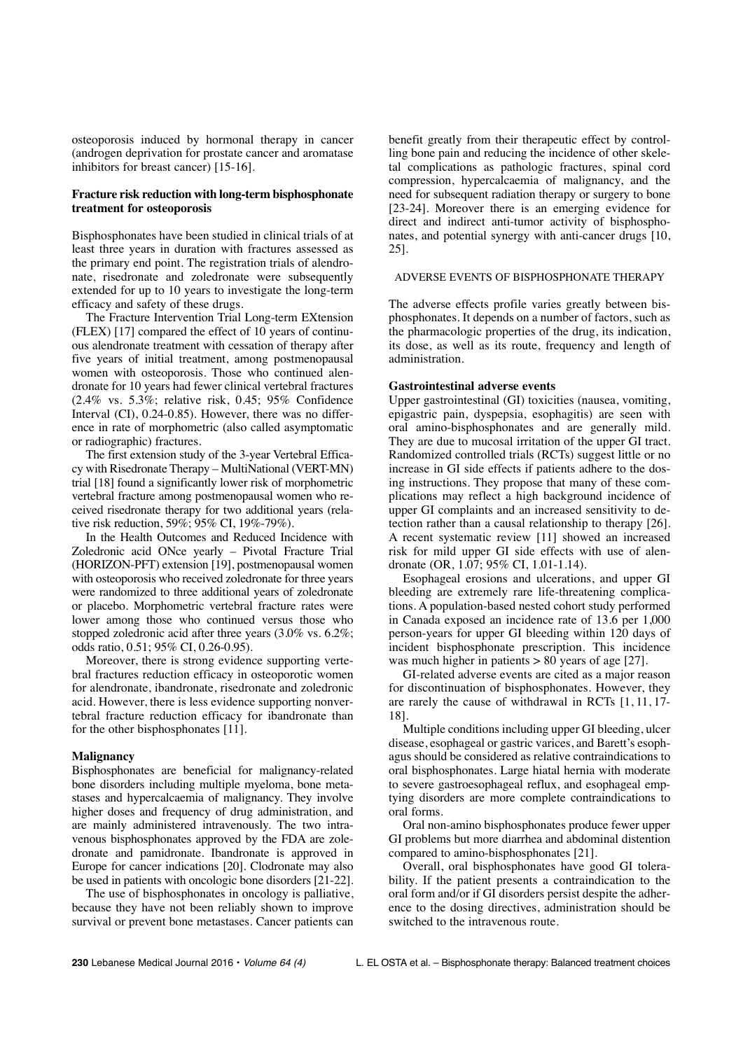osteoporosis induced by hormonal therapy in cancer (androgen deprivation for prostate cancer and aromatase inhibitors for breast cancer) [15-16].

### Fracture risk reduction with long-term bisphosphonate treatment for osteoporosis

Bisphosphonates have been studied in clinical trials of at least three years in duration with fractures assessed as the primary end point. The registration trials of alendronate, risedronate and zoledronate were subsequently extended for up to 10 years to investigate the long-term efficacy and safety of these drugs.

The Fracture Intervention Trial Long-term EXtension (FLEX) [17] compared the effect of 10 years of continuous alendronate treatment with cessation of therapy after five years of initial treatment, among postmenopausal women with osteoporosis. Those who continued alendronate for 10 years had fewer clinical vertebral fractures (2.4% vs. 5.3%; relative risk, 0.45; 95% Confidence Interval (CI), 0.24-0.85). However, there was no difference in rate of morphometric (also called asymptomatic or radiographic) fractures.

The first extension study of the 3-year Vertebral Efficacy with Risedronate Therapy – MultiNational (VERT-MN) trial [18] found a significantly lower risk of morphometric vertebral fracture among postmenopausal women who received risedronate therapy for two additional years (relative risk reduction, 59%; 95% CI, 19%-79%).

In the Health Outcomes and Reduced Incidence with Zoledronic acid ONce yearly – Pivotal Fracture Trial (HORIZON-PFT) extension [19], postmenopausal women with osteoporosis who received zoledronate for three years were randomized to three additional years of zoledronate or placebo. Morphometric vertebral fracture rates were lower among those who continued versus those who stopped zoledronic acid after three years (3.0% vs. 6.2%; odds ratio, 0.51; 95% CI, 0.26-0.95).

Moreover, there is strong evidence supporting vertebral fractures reduction efficacy in osteoporotic women for alendronate, ibandronate, risedronate and zoledronic acid. However, there is less evidence supporting nonvertebral fracture reduction efficacy for ibandronate than for the other bisphosphonates [11].

### Malignancy

Bisphosphonates are beneficial for malignancy-related bone disorders including multiple myeloma, bone metastases and hypercalcaemia of malignancy. They involve higher doses and frequency of drug administration, and are mainly administered intravenously. The two intravenous bisphosphonates approved by the FDA are zoledronate and pamidronate. Ibandronate is approved in Europe for cancer indications [20]. Clodronate may also be used in patients with oncologic bone disorders [21-22].

The use of bisphosphonates in oncology is palliative, because they have not been reliably shown to improve survival or prevent bone metastases. Cancer patients can benefit greatly from their therapeutic effect by controlling bone pain and reducing the incidence of other skeletal complications as pathologic fractures, spinal cord compression, hypercalcaemia of malignancy, and the need for subsequent radiation therapy or surgery to bone [23-24]. Moreover there is an emerging evidence for direct and indirect anti-tumor activity of bisphosphonates, and potential synergy with anti-cancer drugs [10, 25].

## ADVERSE EVENTS OF BISPHOSPHONATE THERAPY

The adverse effects profile varies greatly between bisphosphonates. It depends on a number of factors, such as the pharmacologic properties of the drug, its indication, its dose, as well as its route, frequency and length of administration.

### Gastrointestinal adverse events

Upper gastrointestinal (GI) toxicities (nausea, vomiting, epigastric pain, dyspepsia, esophagitis) are seen with oral amino-bisphosphonates and are generally mild. They are due to mucosal irritation of the upper GI tract. Randomized controlled trials (RCTs) suggest little or no increase in GI side effects if patients adhere to the dosing instructions. They propose that many of these complications may reflect a high background incidence of upper GI complaints and an increased sensitivity to detection rather than a causal relationship to therapy [26]. A recent systematic review [11] showed an increased risk for mild upper GI side effects with use of alendronate (OR, 1.07; 95% CI, 1.01-1.14).

Esophageal erosions and ulcerations, and upper GI bleeding are extremely rare life-threatening complications. A population-based nested cohort study performed in Canada exposed an incidence rate of 13.6 per 1,000 person-years for upper GI bleeding within 120 days of incident bisphosphonate prescription. This incidence was much higher in patients > 80 years of age [27].

GI-related adverse events are cited as a major reason for discontinuation of bisphosphonates. However, they are rarely the cause of withdrawal in RCTs [1, 11, 17-18].

Multiple conditions including upper GI bleeding, ulcer disease, esophageal or gastric varices, and Barett's esophagus should be considered as relative contraindications to oral bisphosphonates. Large hiatal hernia with moderate to severe gastroesophageal reflux, and esophageal emptying disorders are more complete contraindications to oral forms.

Oral non-amino bisphosphonates produce fewer upper GI problems but more diarrhea and abdominal distention compared to amino-bisphosphonates [21].

Overall, oral bisphosphonates have good GI tolerability. If the patient presents a contraindication to the oral form and/or if GI disorders persist despite the adherence to the dosing directives, administration should be switched to the intravenous route.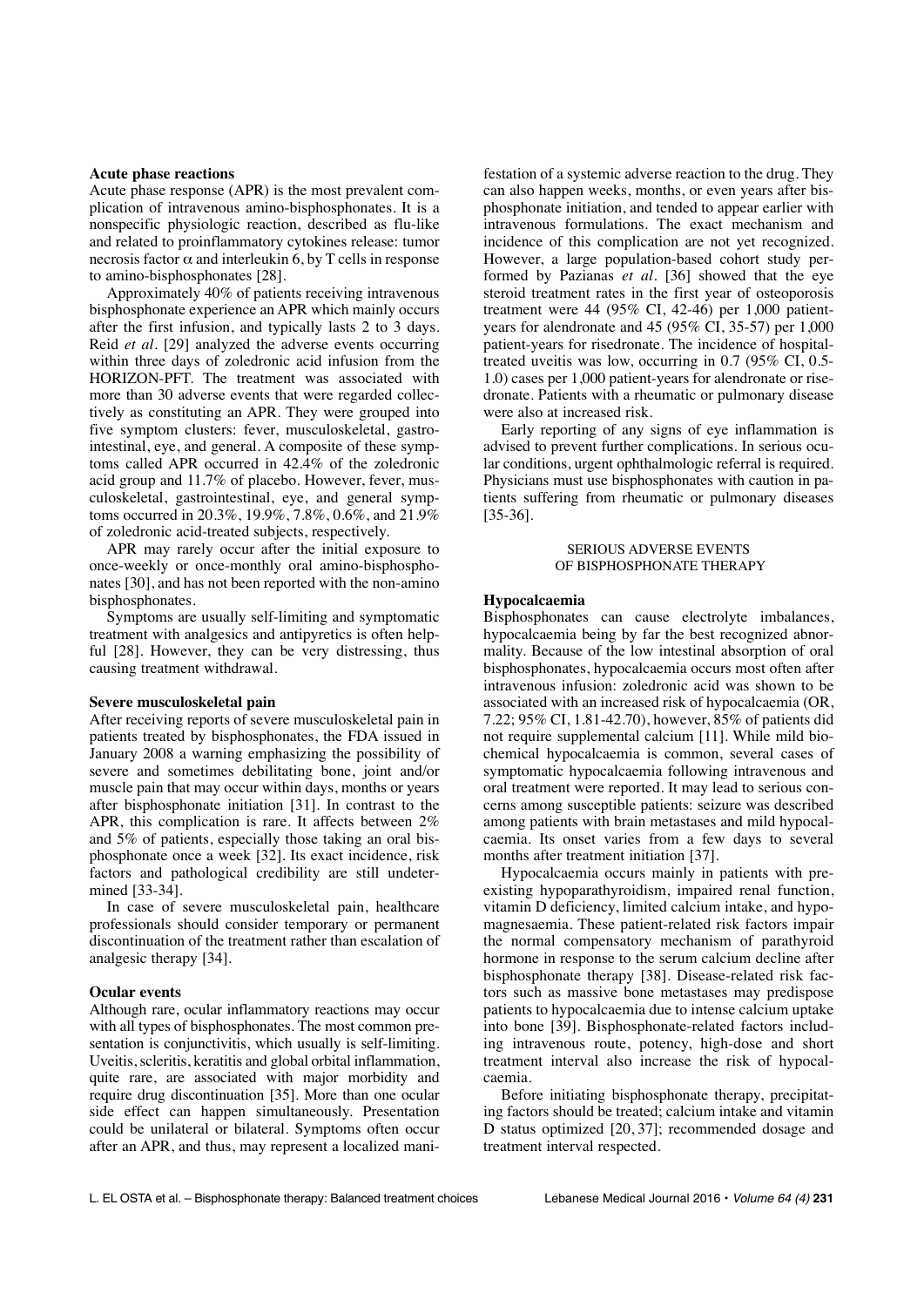### Acute phase reactions

Acute phase response (APR) is the most prevalent complication of intravenous amino-bisphosphonates. It is a nonspecific physiologic reaction, described as flu-like and related to proinflammatory cytokines release: tumor necrosis factor $\alpha$ and interleukin 6, by T cells in response to amino-bisphosphonates [28].

Approximately 40% of patients receiving intravenous bisphosphonate experience an APR which mainly occurs after the first infusion, and typically lasts 2 to 3 days. Reid *et al.* [29] analyzed the adverse events occurring within three days of zoledronic acid infusion from the HORIZON-PFT. The treatment was associated with more than 30 adverse events that were regarded collectively as constituting an APR. They were grouped into five symptom clusters: fever, musculoskeletal, gastrointestinal, eye, and general. A composite of these symptoms called APR occurred in 42.4% of the zoledronic acid group and 11.7% of placebo. However, fever, musculoskeletal, gastrointestinal, eye, and general symptoms occurred in 20.3%, 19.9%, 7.8%, 0.6%, and 21.9% of zoledronic acid-treated subjects, respectively.

APR may rarely occur after the initial exposure to once-weekly or once-monthly oral amino-bisphosphonates [30], and has not been reported with the non-amino bisphosphonates.

Symptoms are usually self-limiting and symptomatic treatment with analgesics and antipyretics is often helpful [28]. However, they can be very distressing, thus causing treatment withdrawal.

### Severe musculoskeletal pain

After receiving reports of severe musculoskeletal pain in patients treated by bisphosphonates, the FDA issued in January 2008 a warning emphasizing the possibility of severe and sometimes debilitating bone, joint and/or muscle pain that may occur within days, months or years after bisphosphonate initiation [31]. In contrast to the APR, this complication is rare. It affects between 2% and 5% of patients, especially those taking an oral bisphosphonate once a week [32]. Its exact incidence, risk factors and pathological credibility are still undetermined [33-34].

In case of severe musculoskeletal pain, healthcare professionals should consider temporary or permanent discontinuation of the treatment rather than escalation of analgesic therapy [34].

### Ocular events

Although rare, ocular inflammatory reactions may occur with all types of bisphosphonates. The most common presentation is conjunctivitis, which usually is self-limiting. Uveitis, scleritis, keratitis and global orbital inflammation, quite rare, are associated with major morbidity and require drug discontinuation [35]. More than one ocular side effect can happen simultaneously. Presentation could be unilateral or bilateral. Symptoms often occur after an APR, and thus, may represent a localized manifestation of a systemic adverse reaction to the drug. They can also happen weeks, months, or even years after bisphosphonate initiation, and tended to appear earlier with intravenous formulations. The exact mechanism and incidence of this complication are not yet recognized. However, a large population-based cohort study performed by Pazianas *et al.* [36] showed that the eye steroid treatment rates in the first year of osteoporosis treatment were 44 (95% CI, 42-46) per 1,000 patient-years for alendronate and 45 (95% CI, 35-57) per 1,000 patient-years for risedronate. The incidence of hospital-treated uveitis was low, occurring in 0.7 (95% CI, 0.5-1.0) cases per 1,000 patient-years for alendronate or risedronate. Patients with a rheumatic or pulmonary disease were also at increased risk.

Early reporting of any signs of eye inflammation is advised to prevent further complications. In serious ocular conditions, urgent ophthalmologic referral is required. Physicians must use bisphosphonates with caution in patients suffering from rheumatic or pulmonary diseases [35-36].

## SERIOUS ADVERSE EVENTS OF BISPHOSPHONATE THERAPY

### Hypocalcaemia

Bisphosphonates can cause electrolyte imbalances, hypocalcaemia being by far the best recognized abnormality. Because of the low intestinal absorption of oral bisphosphonates, hypocalcaemia occurs most often after intravenous infusion: zoledronic acid was shown to be associated with an increased risk of hypocalcaemia (OR, 7.22; 95% CI, 1.81-42.70), however, 85% of patients did not require supplemental calcium [11]. While mild biochemical hypocalcaemia is common, several cases of symptomatic hypocalcaemia following intravenous and oral treatment were reported. It may lead to serious concerns among susceptible patients: seizure was described among patients with brain metastases and mild hypocalcaemia. Its onset varies from a few days to several months after treatment initiation [37].

Hypocalcaemia occurs mainly in patients with preexisting hypoparathyroidism, impaired renal function, vitamin D deficiency, limited calcium intake, and hypomagnesaemia. These patient-related risk factors impair the normal compensatory mechanism of parathyroid hormone in response to the serum calcium decline after bisphosphonate therapy [38]. Disease-related risk factors such as massive bone metastases may predispose patients to hypocalcaemia due to intense calcium uptake into bone [39]. Bisphosphonate-related factors including intravenous route, potency, high-dose and short treatment interval also increase the risk of hypocalcaemia.

Before initiating bisphosphonate therapy, precipitating factors should be treated; calcium intake and vitamin D status optimized [20, 37]; recommended dosage and treatment interval respected.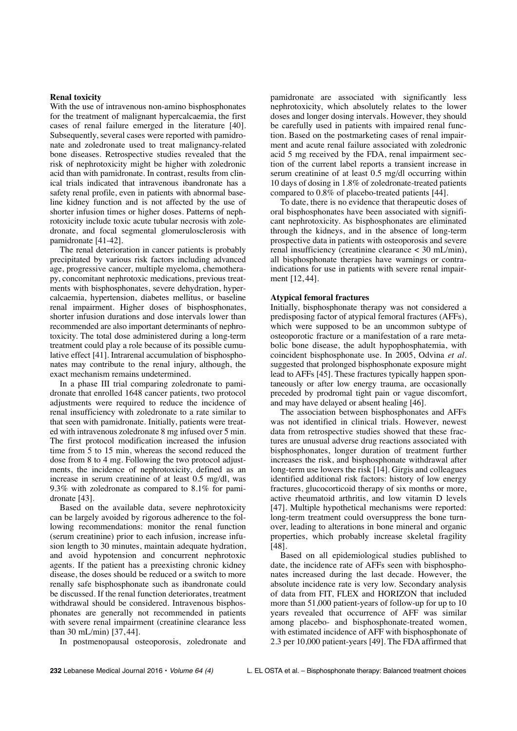### Renal toxicity

With the use of intravenous non-amino bisphosphonates for the treatment of malignant hypercalcaemia, the first cases of renal failure emerged in the literature [40]. Subsequently, several cases were reported with pamidronate and zoledronate used to treat malignancy-related bone diseases. Retrospective studies revealed that the risk of nephrotoxicity might be higher with zoledronic acid than with pamidronate. In contrast, results from clinical trials indicated that intravenous ibandronate has a safety renal profile, even in patients with abnormal baseline kidney function and is not affected by the use of shorter infusion times or higher doses. Patterns of nephrotoxicity include toxic acute tubular necrosis with zoledronate, and focal segmental glomerulosclerosis with pamidronate [41-42].

The renal deterioration in cancer patients is probably precipitated by various risk factors including advanced age, progressive cancer, multiple myeloma, chemotherapy, concomitant nephrotoxic medications, previous treatments with bisphosphonates, severe dehydration, hypercalcaemia, hypertension, diabetes mellitus, or baseline renal impairment. Higher doses of bisphosphonates, shorter infusion durations and dose intervals lower than recommended are also important determinants of nephrotoxicity. The total dose administered during a long-term treatment could play a role because of its possible cumulative effect [41]. Intrarenal accumulation of bisphosphonates may contribute to the renal injury, although, the exact mechanism remains undetermined.

In a phase III trial comparing zoledronate to pamidronate that enrolled 1648 cancer patients, two protocol adjustments were required to reduce the incidence of renal insufficiency with zoledronate to a rate similar to that seen with pamidronate. Initially, patients were treated with intravenous zoledronate 8 mg infused over 5 min. The first protocol modification increased the infusion time from 5 to 15 min, whereas the second reduced the dose from 8 to 4 mg. Following the two protocol adjustments, the incidence of nephrotoxicity, defined as an increase in serum creatinine of at least 0.5 mg/dl, was 9.3% with zoledronate as compared to 8.1% for pamidronate [43].

Based on the available data, severe nephrotoxicity can be largely avoided by rigorous adherence to the following recommendations: monitor the renal function (serum creatinine) prior to each infusion, increase infusion length to 30 minutes, maintain adequate hydration, and avoid hypotension and concurrent nephrotoxic agents. If the patient has a preexisting chronic kidney disease, the doses should be reduced or a switch to more renally safe bisphosphonate such as ibandronate could be discussed. If the renal function deteriorates, treatment withdrawal should be considered. Intravenous bisphosphonates are generally not recommended in patients with severe renal impairment (creatinine clearance less than 30 mL/min) [37,44].

In postmenopausal osteoporosis, zoledronate and pamidronate are associated with significantly less nephrotoxicity, which absolutely relates to the lower doses and longer dosing intervals. However, they should be carefully used in patients with impaired renal function. Based on the postmarketing cases of renal impairment and acute renal failure associated with zoledronic acid 5 mg received by the FDA, renal impairment section of the current label reports a transient increase in serum creatinine of at least 0.5 mg/dl occurring within 10 days of dosing in 1.8% of zoledronate-treated patients compared to 0.8% of placebo-treated patients [44].

To date, there is no evidence that therapeutic doses of oral bisphosphonates have been associated with significant nephrotoxicity. As bisphosphonates are eliminated through the kidneys, and in the absence of long-term prospective data in patients with osteoporosis and severe renal insufficiency (creatinine clearance < 30 mL/min), all bisphosphonate therapies have warnings or contraindications for use in patients with severe renal impairment [12,44].

### Atypical femoral fractures

Initially, bisphosphonate therapy was not considered a predisposing factor of atypical femoral fractures (AFFs), which were supposed to be an uncommon subtype of osteoporotic fracture or a manifestation of a rare metabolic bone disease, the adult hypophosphatemia, with coincident bisphosphonate use. In 2005, Odvina *et al.* suggested that prolonged bisphosphonate exposure might lead to AFFs [45]. These fractures typically happen spontaneously or after low energy trauma, are occasionally preceded by prodromal tight pain or vague discomfort, and may have delayed or absent healing [46].

The association between bisphosphonates and AFFs was not identified in clinical trials. However, newest data from retrospective studies showed that these fractures are unusual adverse drug reactions associated with bisphosphonates, longer duration of treatment further increases the risk, and bisphosphonate withdrawal after long-term use lowers the risk [14]. Girgis and colleagues identified additional risk factors: history of low energy fractures, glucocorticoid therapy of six months or more, active rheumatoid arthritis, and low vitamin D levels [47]. Multiple hypothetical mechanisms were reported: long-term treatment could oversuppress the bone turnover, leading to alterations in bone mineral and organic properties, which probably increase skeletal fragility [48].

Based on all epidemiological studies published to date, the incidence rate of AFFs seen with bisphosphonates increased during the last decade. However, the absolute incidence rate is very low. Secondary analysis of data from FIT, FLEX and HORIZON that included more than 51,000 patient-years of follow-up for up to 10 years revealed that occurrence of AFF was similar among placebo- and bisphosphonate-treated women, with estimated incidence of AFF with bisphosphonate of 2.3 per 10,000 patient-years [49]. The FDA affirmed that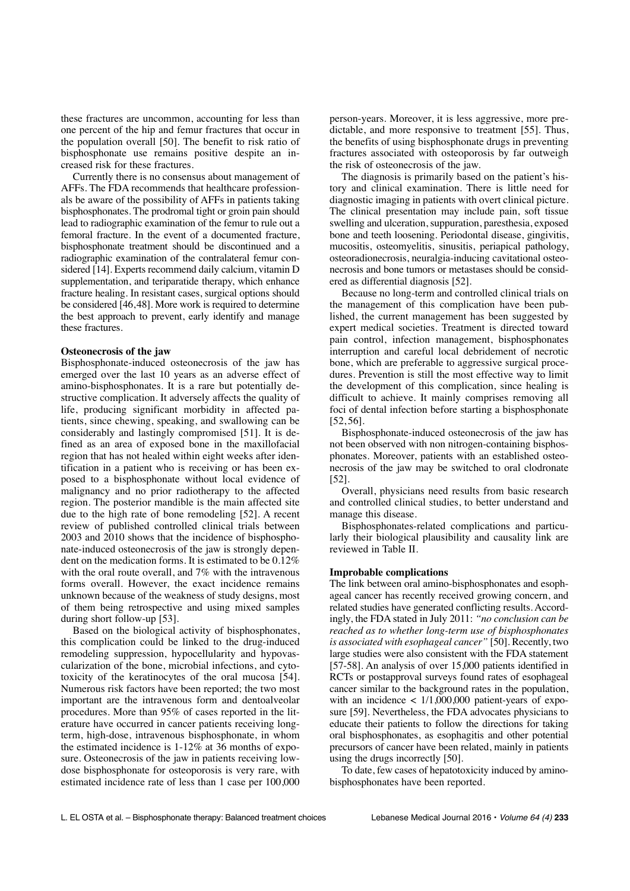these fractures are uncommon, accounting for less than one percent of the hip and femur fractures that occur in the population overall [50]. The benefit to risk ratio of bisphosphonate use remains positive despite an increased risk for these fractures.

Currently there is no consensus about management of AFFs. The FDA recommends that healthcare professionals be aware of the possibility of AFFs in patients taking bisphosphonates. The prodromal tight or groin pain should lead to radiographic examination of the femur to rule out a femoral fracture. In the event of a documented fracture, bisphosphonate treatment should be discontinued and a radiographic examination of the contralateral femur considered [14]. Experts recommend daily calcium, vitamin D supplementation, and teriparatide therapy, which enhance fracture healing. In resistant cases, surgical options should be considered [46,48]. More work is required to determine the best approach to prevent, early identify and manage these fractures.

**Osteonecrosis of the jaw**

Bisphosphonate-induced osteonecrosis of the jaw has emerged over the last 10 years as an adverse effect of amino-bisphosphonates. It is a rare but potentially destructive complication. It adversely affects the quality of life, producing significant morbidity in affected patients, since chewing, speaking, and swallowing can be considerably and lastingly compromised [51]. It is defined as an area of exposed bone in the maxillofacial region that has not healed within eight weeks after identification in a patient who is receiving or has been exposed to a bisphosphonate without local evidence of malignancy and no prior radiotherapy to the affected region. The posterior mandible is the main affected site due to the high rate of bone remodeling [52]. A recent review of published controlled clinical trials between 2003 and 2010 shows that the incidence of bisphosphonate-induced osteonecrosis of the jaw is strongly dependent on the medication forms. It is estimated to be 0.12% with the oral route overall, and 7% with the intravenous forms overall. However, the exact incidence remains unknown because of the weakness of study designs, most of them being retrospective and using mixed samples during short follow-up [53].

Based on the biological activity of bisphosphonates, this complication could be linked to the drug-induced remodeling suppression, hypocellularity and hypovascularization of the bone, microbial infections, and cytotoxicity of the keratinocytes of the oral mucosa [54]. Numerous risk factors have been reported; the two most important are the intravenous form and dentoalveolar procedures. More than 95% of cases reported in the literature have occurred in cancer patients receiving long-term, high-dose, intravenous bisphosphonate, in whom the estimated incidence is 1-12% at 36 months of exposure. Osteonecrosis of the jaw in patients receiving low-dose bisphosphonate for osteoporosis is very rare, with estimated incidence rate of less than 1 case per 100,000 person-years. Moreover, it is less aggressive, more predictable, and more responsive to treatment [55]. Thus, the benefits of using bisphosphonate drugs in preventing fractures associated with osteoporosis by far outweigh the risk of osteonecrosis of the jaw.

The diagnosis is primarily based on the patient's history and clinical examination. There is little need for diagnostic imaging in patients with overt clinical picture. The clinical presentation may include pain, soft tissue swelling and ulceration, suppuration, paresthesia, exposed bone and teeth loosening. Periodontal disease, gingivitis, mucositis, osteomyelitis, sinusitis, periapical pathology, osteoradionecrosis, neuralgia-inducing cavitational osteonecrosis and bone tumors or metastases should be considered as differential diagnosis [52].

Because no long-term and controlled clinical trials on the management of this complication have been published, the current management has been suggested by expert medical societies. Treatment is directed toward pain control, infection management, bisphosphonates interruption and careful local debridement of necrotic bone, which are preferable to aggressive surgical procedures. Prevention is still the most effective way to limit the development of this complication, since healing is difficult to achieve. It mainly comprises removing all foci of dental infection before starting a bisphosphonate [52,56].

Bisphosphonate-induced osteonecrosis of the jaw has not been observed with non nitrogen-containing bisphosphonates. Moreover, patients with an established osteonecrosis of the jaw may be switched to oral clodronate [52].

Overall, physicians need results from basic research and controlled clinical studies, to better understand and manage this disease.

Bisphosphonates-related complications and particularly their biological plausibility and causality link are reviewed in Table II.

**Improbable complications**

The link between oral amino-bisphosphonates and esophageal cancer has recently received growing concern, and related studies have generated conflicting results. Accordingly, the FDA stated in July 2011: *"no conclusion can be reached as to whether long-term use of bisphosphonates is associated with esophageal cancer"* [50]. Recently, two large studies were also consistent with the FDA statement [57-58]. An analysis of over 15,000 patients identified in RCTs or postapproval surveys found rates of esophageal cancer similar to the background rates in the population, with an incidence < 1/1,000,000 patient-years of exposure [59]. Nevertheless, the FDA advocates physicians to educate their patients to follow the directions for taking oral bisphosphonates, as esophagitis and other potential precursors of cancer have been related, mainly in patients using the drugs incorrectly [50].

To date, few cases of hepatotoxicity induced by amino-bisphosphonates have been reported.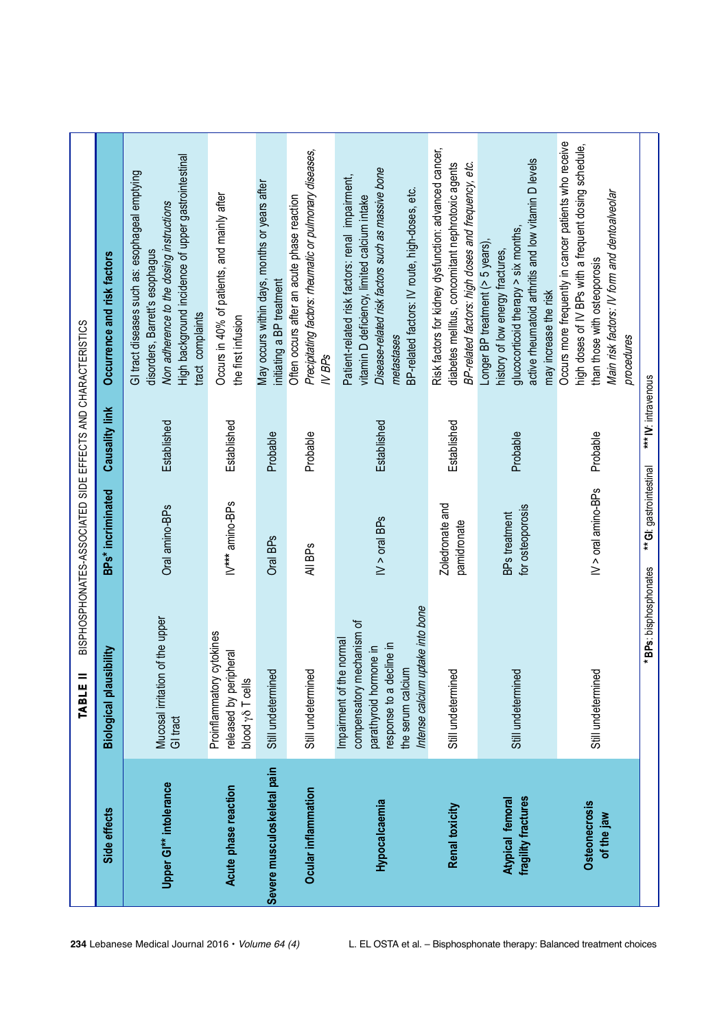**TABLE II** BISPHOSPHONATES-ASSOCIATED SIDE EFFECTS AND CHARACTERISTICS

| Side effects | Biological plausibility | BPs* incriminated | Causality link | Occurrence and risk factors |
|---|---|---|---|---|
| **Upper GI** intolerance** | Mucosal irritation of the upper GI tract | Oral amino-BPs | Established | GI tract diseases such as: esophageal emptying disorders, Barrett's esophagus<br>*Non adherence to the dosing instructions*<br>High background incidence of upper gastrointestinal tract complaints |
| **Acute phase reaction** | Proinflammatory cytokines released by peripheral blood γδ T cells | IV*** amino-BPs | Established | Occurs in 40% of patients, and mainly after the first infusion |
| **Severe musculoskeletal pain** | Still undetermined | Oral BPs | Probable | May occurs within days, months or years after initiating a BP treatment |
| **Ocular inflammation** | Still undetermined | All BPs | Probable | Often occurs after an acute phase reaction<br>*Precipitating factors: rheumatic or pulmonary diseases, IV BPs* |
| **Hypocalcaemia** | Impairment of the normal compensatory mechanism of parathyroid hormone in response to a decline in the serum calcium<br>*Intense calcium uptake into bone* | IV > oral BPs | Established | Patient-related risk factors: renal impairment, vitamin D deficiency, limited calcium intake<br>*Disease-related risk factors such as massive bone metastases*<br>BP-related factors: IV route, high-doses, etc. |
| **Renal toxicity** | Still undetermined | Zoledronate and pamidronate | Established | Risk factors for kidney dysfunction: advanced cancer, diabetes mellitus, concomitant nephrotoxic agents<br>*BP-related factors: high doses and frequency, etc.* |
| **Atypical femoral fragility fractures** | Still undetermined | BPs treatment for osteoporosis | Probable | Longer BP treatment (> 5 years), history of low energy fractures, glucocorticoid therapy > six months, active rheumatoid arthritis and low vitamin D levels may increase the risk |
| **Osteonecrosis of the jaw** | Still undetermined | IV > oral amino-BPs | Probable | Occurs more frequently in cancer patients who receive high doses of IV BPs with a frequent dosing schedule, than those with osteoporosis<br>*Main risk factors: IV form and dentoalveolar procedures* |

\* **BPs**: bisphosphonates  \*\* **GI**: gastrointestinal  \*\*\* **IV**: intravenous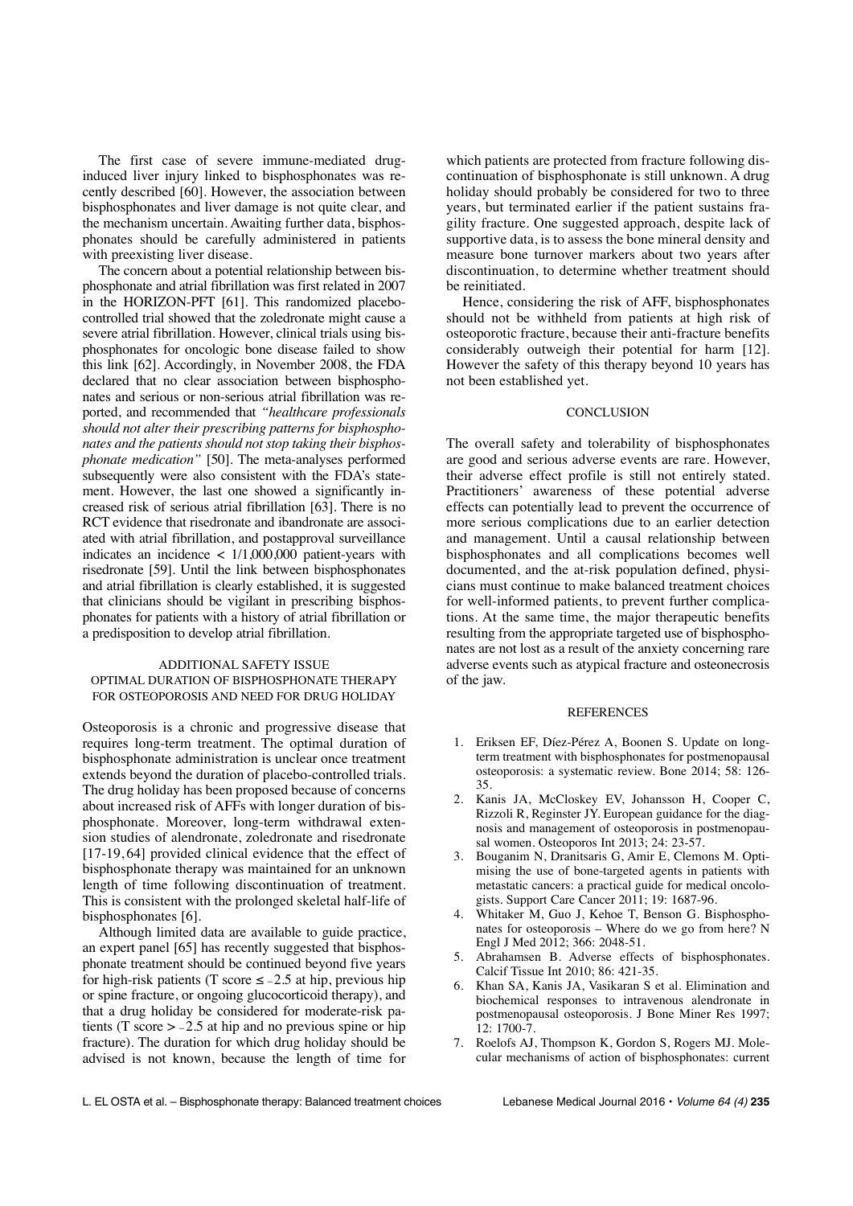The first case of severe immune-mediated drug-induced liver injury linked to bisphosphonates was recently described [60]. However, the association between bisphosphonates and liver damage is not quite clear, and the mechanism uncertain. Awaiting further data, bisphosphonates should be carefully administered in patients with preexisting liver disease.

The concern about a potential relationship between bisphosphonate and atrial fibrillation was first related in 2007 in the HORIZON-PFT [61]. This randomized placebo-controlled trial showed that the zoledronate might cause a severe atrial fibrillation. However, clinical trials using bisphosphonates for oncologic bone disease failed to show this link [62]. Accordingly, in November 2008, the FDA declared that no clear association between bisphosphonates and serious or non-serious atrial fibrillation was reported, and recommended that *"healthcare professionals should not alter their prescribing patterns for bisphosphonates and the patients should not stop taking their bisphosphonate medication"* [50]. The meta-analyses performed subsequently were also consistent with the FDA's statement. However, the last one showed a significantly increased risk of serious atrial fibrillation [63]. There is no RCT evidence that risedronate and ibandronate are associated with atrial fibrillation, and postapproval surveillance indicates an incidence < 1/1,000,000 patient-years with risedronate [59]. Until the link between bisphosphonates and atrial fibrillation is clearly established, it is suggested that clinicians should be vigilant in prescribing bisphosphonates for patients with a history of atrial fibrillation or a predisposition to develop atrial fibrillation.

## ADDITIONAL SAFETY ISSUE
### OPTIMAL DURATION OF BISPHOSPHONATE THERAPY FOR OSTEOPOROSIS AND NEED FOR DRUG HOLIDAY

Osteoporosis is a chronic and progressive disease that requires long-term treatment. The optimal duration of bisphosphonate administration is unclear once treatment extends beyond the duration of placebo-controlled trials. The drug holiday has been proposed because of concerns about increased risk of AFFs with longer duration of bisphosphonate. Moreover, long-term withdrawal extension studies of alendronate, zoledronate and risedronate [17-19,64] provided clinical evidence that the effect of bisphosphonate therapy was maintained for an unknown length of time following discontinuation of treatment. This is consistent with the prolonged skeletal half-life of bisphosphonates [6].

Although limited data are available to guide practice, an expert panel [65] has recently suggested that bisphosphonate treatment should be continued beyond five years for high-risk patients (T score ≤ –2.5 at hip, previous hip or spine fracture, or ongoing glucocorticoid therapy), and that a drug holiday be considered for moderate-risk patients (T score > –2.5 at hip and no previous spine or hip fracture). The duration for which drug holiday should be advised is not known, because the length of time for which patients are protected from fracture following discontinuation of bisphosphonate is still unknown. A drug holiday should probably be considered for two to three years, but terminated earlier if the patient sustains fragility fracture. One suggested approach, despite lack of supportive data, is to assess the bone mineral density and measure bone turnover markers about two years after discontinuation, to determine whether treatment should be reinitiated.

Hence, considering the risk of AFF, bisphosphonates should not be withheld from patients at high risk of osteoporotic fracture, because their anti-fracture benefits considerably outweigh their potential for harm [12]. However the safety of this therapy beyond 10 years has not been established yet.

## CONCLUSION

The overall safety and tolerability of bisphosphonates are good and serious adverse events are rare. However, their adverse effect profile is still not entirely stated. Practitioners' awareness of these potential adverse effects can potentially lead to prevent the occurrence of more serious complications due to an earlier detection and management. Until a causal relationship between bisphosphonates and all complications becomes well documented, and the at-risk population defined, physicians must continue to make balanced treatment choices for well-informed patients, to prevent further complications. At the same time, the major therapeutic benefits resulting from the appropriate targeted use of bisphosphonates are not lost as a result of the anxiety concerning rare adverse events such as atypical fracture and osteonecrosis of the jaw.

## REFERENCES

1. Eriksen EF, Díez-Pérez A, Boonen S. Update on long-term treatment with bisphosphonates for postmenopausal osteoporosis: a systematic review. Bone 2014; 58: 126-35.
2. Kanis JA, McCloskey EV, Johansson H, Cooper C, Rizzoli R, Reginster JY. European guidance for the diagnosis and management of osteoporosis in postmenopausal women. Osteoporos Int 2013; 24: 23-57.
3. Bouganim N, Dranitsaris G, Amir E, Clemons M. Optimising the use of bone-targeted agents in patients with metastatic cancers: a practical guide for medical oncologists. Support Care Cancer 2011; 19: 1687-96.
4. Whitaker M, Guo J, Kehoe T, Benson G. Bisphosphonates for osteoporosis – Where do we go from here? N Engl J Med 2012; 366: 2048-51.
5. Abrahamsen B. Adverse effects of bisphosphonates. Calcif Tissue Int 2010; 86: 421-35.
6. Khan SA, Kanis JA, Vasikaran S et al. Elimination and biochemical responses to intravenous alendronate in postmenopausal osteoporosis. J Bone Miner Res 1997; 12: 1700-7.
7. Roelofs AJ, Thompson K, Gordon S, Rogers MJ. Molecular mechanisms of action of bisphosphonates: current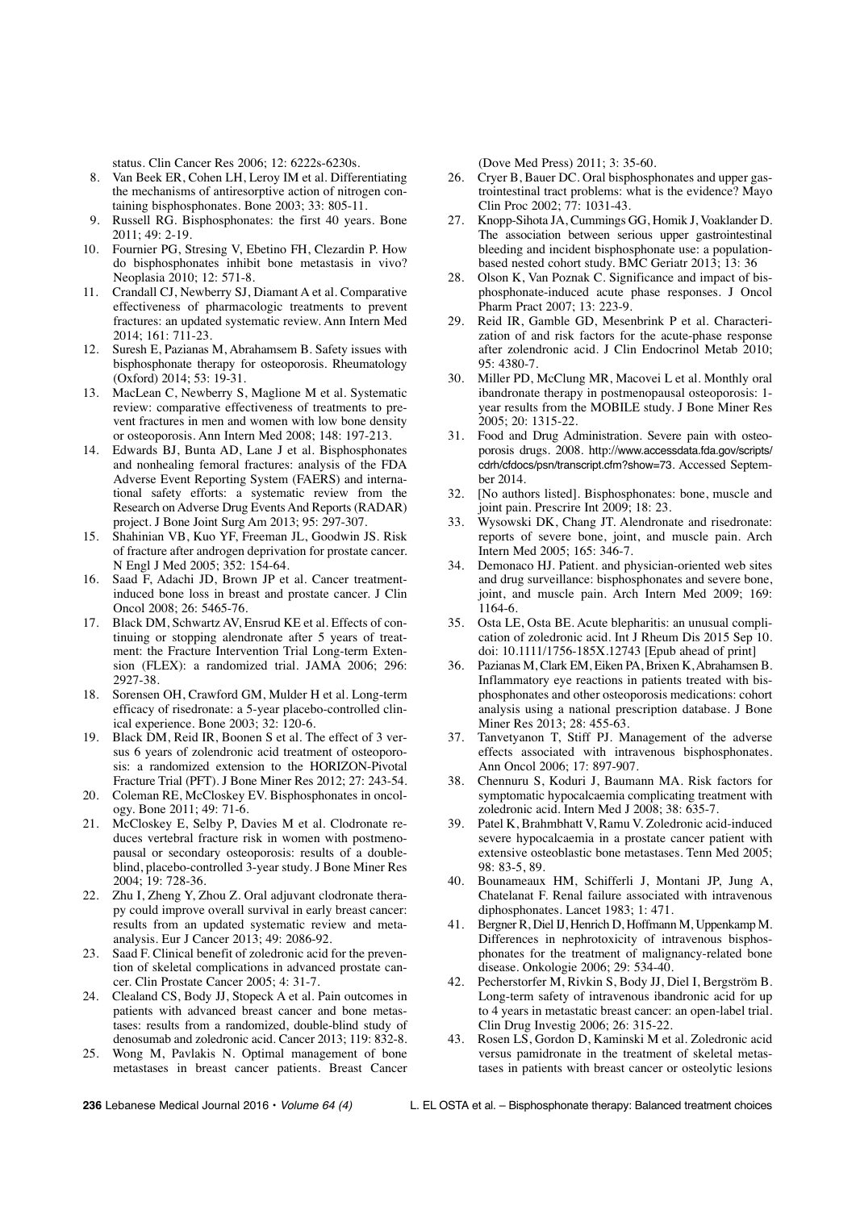status. Clin Cancer Res 2006; 12: 6222s-6230s.

8. Van Beek ER, Cohen LH, Leroy IM et al. Differentiating the mechanisms of antiresorptive action of nitrogen containing bisphosphonates. Bone 2003; 33: 805-11.
9. Russell RG. Bisphosphonates: the first 40 years. Bone 2011; 49: 2-19.
10. Fournier PG, Stresing V, Ebetino FH, Clezardin P. How do bisphosphonates inhibit bone metastasis in vivo? Neoplasia 2010; 12: 571-8.
11. Crandall CJ, Newberry SJ, Diamant A et al. Comparative effectiveness of pharmacologic treatments to prevent fractures: an updated systematic review. Ann Intern Med 2014; 161: 711-23.
12. Suresh E, Pazianas M, Abrahamsem B. Safety issues with bisphosphonate therapy for osteoporosis. Rheumatology (Oxford) 2014; 53: 19-31.
13. MacLean C, Newberry S, Maglione M et al. Systematic review: comparative effectiveness of treatments to prevent fractures in men and women with low bone density or osteoporosis. Ann Intern Med 2008; 148: 197-213.
14. Edwards BJ, Bunta AD, Lane J et al. Bisphosphonates and nonhealing femoral fractures: analysis of the FDA Adverse Event Reporting System (FAERS) and international safety efforts: a systematic review from the Research on Adverse Drug Events And Reports (RADAR) project. J Bone Joint Surg Am 2013; 95: 297-307.
15. Shahinian VB, Kuo YF, Freeman JL, Goodwin JS. Risk of fracture after androgen deprivation for prostate cancer. N Engl J Med 2005; 352: 154-64.
16. Saad F, Adachi JD, Brown JP et al. Cancer treatment-induced bone loss in breast and prostate cancer. J Clin Oncol 2008; 26: 5465-76.
17. Black DM, Schwartz AV, Ensrud KE et al. Effects of continuing or stopping alendronate after 5 years of treatment: the Fracture Intervention Trial Long-term Extension (FLEX): a randomized trial. JAMA 2006; 296: 2927-38.
18. Sorensen OH, Crawford GM, Mulder H et al. Long-term efficacy of risedronate: a 5-year placebo-controlled clinical experience. Bone 2003; 32: 120-6.
19. Black DM, Reid IR, Boonen S et al. The effect of 3 versus 6 years of zolendronic acid treatment of osteoporosis: a randomized extension to the HORIZON-Pivotal Fracture Trial (PFT). J Bone Miner Res 2012; 27: 243-54.
20. Coleman RE, McCloskey EV. Bisphosphonates in oncology. Bone 2011; 49: 71-6.
21. McCloskey E, Selby P, Davies M et al. Clodronate reduces vertebral fracture risk in women with postmenopausal or secondary osteoporosis: results of a double-blind, placebo-controlled 3-year study. J Bone Miner Res 2004; 19: 728-36.
22. Zhu I, Zheng Y, Zhou Z. Oral adjuvant clodronate therapy could improve overall survival in early breast cancer: results from an updated systematic review and meta-analysis. Eur J Cancer 2013; 49: 2086-92.
23. Saad F. Clinical benefit of zoledronic acid for the prevention of skeletal complications in advanced prostate cancer. Clin Prostate Cancer 2005; 4: 31-7.
24. Clealand CS, Body JJ, Stopeck A et al. Pain outcomes in patients with advanced breast cancer and bone metastases: results from a randomized, double-blind study of denosumab and zoledronic acid. Cancer 2013; 119: 832-8.
25. Wong M, Pavlakis N. Optimal management of bone metastases in breast cancer patients. Breast Cancer (Dove Med Press) 2011; 3: 35-60.
26. Cryer B, Bauer DC. Oral bisphosphonates and upper gastrointestinal tract problems: what is the evidence? Mayo Clin Proc 2002; 77: 1031-43.
27. Knopp-Sihota JA, Cummings GG, Homik J, Voaklander D. The association between serious upper gastrointestinal bleeding and incident bisphosphonate use: a population-based nested cohort study. BMC Geriatr 2013; 13: 36
28. Olson K, Van Poznak C. Significance and impact of bisphosphonate-induced acute phase responses. J Oncol Pharm Pract 2007; 13: 223-9.
29. Reid IR, Gamble GD, Mesenbrink P et al. Characterization of and risk factors for the acute-phase response after zolendronic acid. J Clin Endocrinol Metab 2010; 95: 4380-7.
30. Miller PD, McClung MR, Macovei L et al. Monthly oral ibandronate therapy in postmenopausal osteoporosis: 1-year results from the MOBILE study. J Bone Miner Res 2005; 20: 1315-22.
31. Food and Drug Administration. Severe pain with osteoporosis drugs. 2008. http://www.accessdata.fda.gov/scripts/cdrh/cfdocs/psn/transcript.cfm?show=73. Accessed September 2014.
32. [No authors listed]. Bisphosphonates: bone, muscle and joint pain. Prescrire Int 2009; 18: 23.
33. Wysowski DK, Chang JT. Alendronate and risedronate: reports of severe bone, joint, and muscle pain. Arch Intern Med 2005; 165: 346-7.
34. Demonaco HJ. Patient. and physician-oriented web sites and drug surveillance: bisphosphonates and severe bone, joint, and muscle pain. Arch Intern Med 2009; 169: 1164-6.
35. Osta LE, Osta BE. Acute blepharitis: an unusual complication of zoledronic acid. Int J Rheum Dis 2015 Sep 10. doi: 10.1111/1756-185X.12743 [Epub ahead of print]
36. Pazianas M, Clark EM, Eiken PA, Brixen K, Abrahamsen B. Inflammatory eye reactions in patients treated with bisphosphonates and other osteoporosis medications: cohort analysis using a national prescription database. J Bone Miner Res 2013; 28: 455-63.
37. Tanvetyanon T, Stiff PJ. Management of the adverse effects associated with intravenous bisphosphonates. Ann Oncol 2006; 17: 897-907.
38. Chennuru S, Koduri J, Baumann MA. Risk factors for symptomatic hypocalcaemia complicating treatment with zoledronic acid. Intern Med J 2008; 38: 635-7.
39. Patel K, Brahmbhatt V, Ramu V. Zoledronic acid-induced severe hypocalcaemia in a prostate cancer patient with extensive osteoblastic bone metastases. Tenn Med 2005; 98: 83-5, 89.
40. Bounameaux HM, Schifferli J, Montani JP, Jung A, Chatelanat F. Renal failure associated with intravenous diphosphonates. Lancet 1983; 1: 471.
41. Bergner R, Diel IJ, Henrich D, Hoffmann M, Uppenkamp M. Differences in nephrotoxicity of intravenous bisphosphonates for the treatment of malignancy-related bone disease. Onkologie 2006; 29: 534-40.
42. Pecherstorfer M, Rivkin S, Body JJ, Diel I, Bergström B. Long-term safety of intravenous ibandronic acid for up to 4 years in metastatic breast cancer: an open-label trial. Clin Drug Investig 2006; 26: 315-22.
43. Rosen LS, Gordon D, Kaminski M et al. Zoledronic acid versus pamidronate in the treatment of skeletal metastases in patients with breast cancer or osteolytic lesions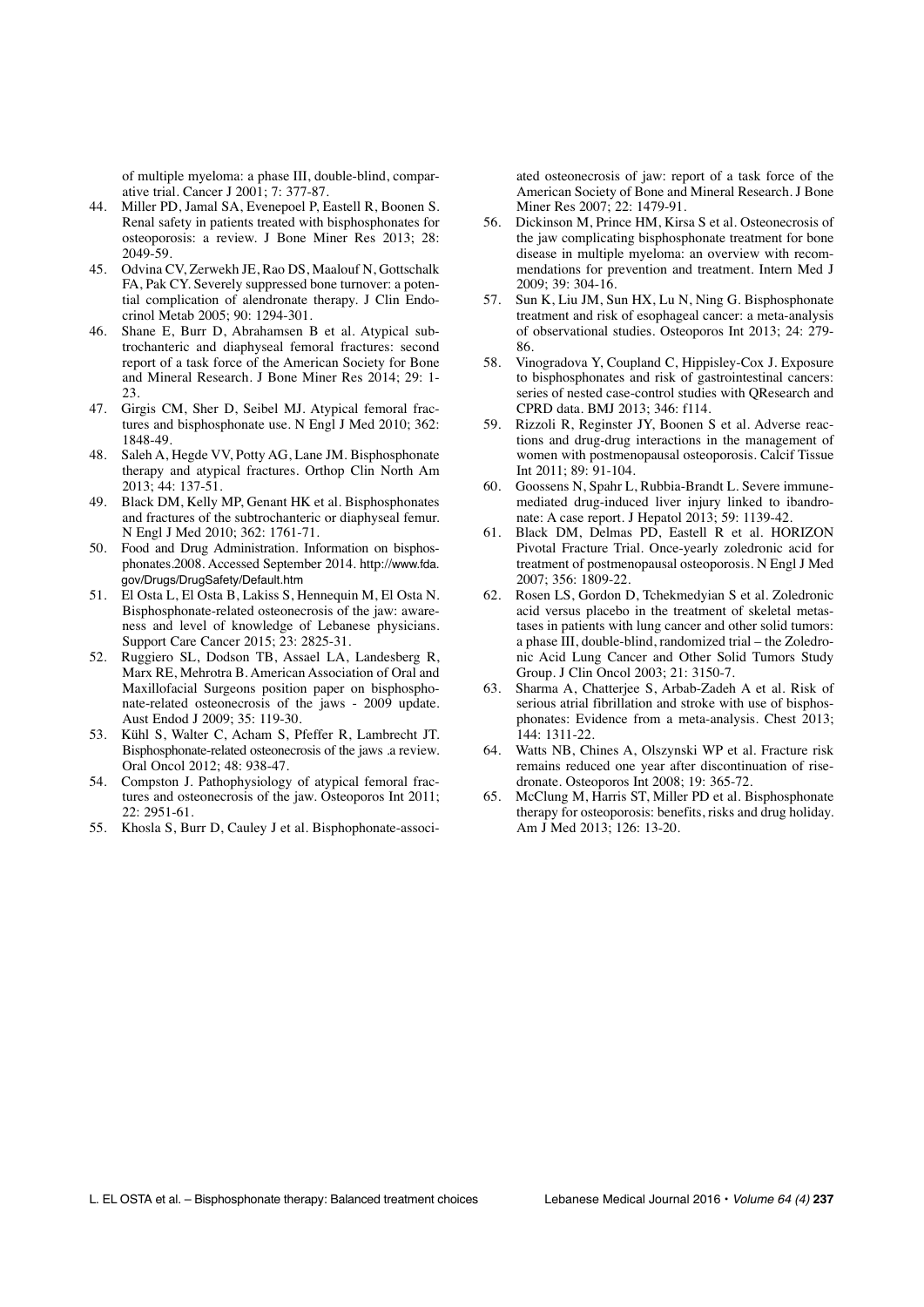of multiple myeloma: a phase III, double-blind, comparative trial. Cancer J 2001; 7: 377-87.

44. Miller PD, Jamal SA, Evenepoel P, Eastell R, Boonen S. Renal safety in patients treated with bisphosphonates for osteoporosis: a review. J Bone Miner Res 2013; 28: 2049-59.
45. Odvina CV, Zerwekh JE, Rao DS, Maalouf N, Gottschalk FA, Pak CY. Severely suppressed bone turnover: a potential complication of alendronate therapy. J Clin Endocrinol Metab 2005; 90: 1294-301.
46. Shane E, Burr D, Abrahamsen B et al. Atypical subtrochanteric and diaphyseal femoral fractures: second report of a task force of the American Society for Bone and Mineral Research. J Bone Miner Res 2014; 29: 1-23.
47. Girgis CM, Sher D, Seibel MJ. Atypical femoral fractures and bisphosphonate use. N Engl J Med 2010; 362: 1848-49.
48. Saleh A, Hegde VV, Potty AG, Lane JM. Bisphosphonate therapy and atypical fractures. Orthop Clin North Am 2013; 44: 137-51.
49. Black DM, Kelly MP, Genant HK et al. Bisphosphonates and fractures of the subtrochanteric or diaphyseal femur. N Engl J Med 2010; 362: 1761-71.
50. Food and Drug Administration. Information on bisphosphonates.2008. Accessed September 2014. http://www.fda.gov/Drugs/DrugSafety/Default.htm
51. El Osta L, El Osta B, Lakiss S, Hennequin M, El Osta N. Bisphosphonate-related osteonecrosis of the jaw: awareness and level of knowledge of Lebanese physicians. Support Care Cancer 2015; 23: 2825-31.
52. Ruggiero SL, Dodson TB, Assael LA, Landesberg R, Marx RE, Mehrotra B. American Association of Oral and Maxillofacial Surgeons position paper on bisphosphonate-related osteonecrosis of the jaws - 2009 update. Aust Endod J 2009; 35: 119-30.
53. Kühl S, Walter C, Acham S, Pfeffer R, Lambrecht JT. Bisphosphonate-related osteonecrosis of the jaws .a review. Oral Oncol 2012; 48: 938-47.
54. Compston J. Pathophysiology of atypical femoral fractures and osteonecrosis of the jaw. Osteoporos Int 2011; 22: 2951-61.
55. Khosla S, Burr D, Cauley J et al. Bisphophonate-associated osteonecrosis of jaw: report of a task force of the American Society of Bone and Mineral Research. J Bone Miner Res 2007; 22: 1479-91.
56. Dickinson M, Prince HM, Kirsa S et al. Osteonecrosis of the jaw complicating bisphosphonate treatment for bone disease in multiple myeloma: an overview with recommendations for prevention and treatment. Intern Med J 2009; 39: 304-16.
57. Sun K, Liu JM, Sun HX, Lu N, Ning G. Bisphosphonate treatment and risk of esophageal cancer: a meta-analysis of observational studies. Osteoporos Int 2013; 24: 279-86.
58. Vinogradova Y, Coupland C, Hippisley-Cox J. Exposure to bisphosphonates and risk of gastrointestinal cancers: series of nested case-control studies with QResearch and CPRD data. BMJ 2013; 346: f114.
59. Rizzoli R, Reginster JY, Boonen S et al. Adverse reactions and drug-drug interactions in the management of women with postmenopausal osteoporosis. Calcif Tissue Int 2011; 89: 91-104.
60. Goossens N, Spahr L, Rubbia-Brandt L. Severe immune-mediated drug-induced liver injury linked to ibandronate: A case report. J Hepatol 2013; 59: 1139-42.
61. Black DM, Delmas PD, Eastell R et al. HORIZON Pivotal Fracture Trial. Once-yearly zoledronic acid for treatment of postmenopausal osteoporosis. N Engl J Med 2007; 356: 1809-22.
62. Rosen LS, Gordon D, Tchekmedyian S et al. Zoledronic acid versus placebo in the treatment of skeletal metastases in patients with lung cancer and other solid tumors: a phase III, double-blind, randomized trial – the Zoledronic Acid Lung Cancer and Other Solid Tumors Study Group. J Clin Oncol 2003; 21: 3150-7.
63. Sharma A, Chatterjee S, Arbab-Zadeh A et al. Risk of serious atrial fibrillation and stroke with use of bisphosphonates: Evidence from a meta-analysis. Chest 2013; 144: 1311-22.
64. Watts NB, Chines A, Olszynski WP et al. Fracture risk remains reduced one year after discontinuation of risedronate. Osteoporos Int 2008; 19: 365-72.
65. McClung M, Harris ST, Miller PD et al. Bisphosphonate therapy for osteoporosis: benefits, risks and drug holiday. Am J Med 2013; 126: 13-20.